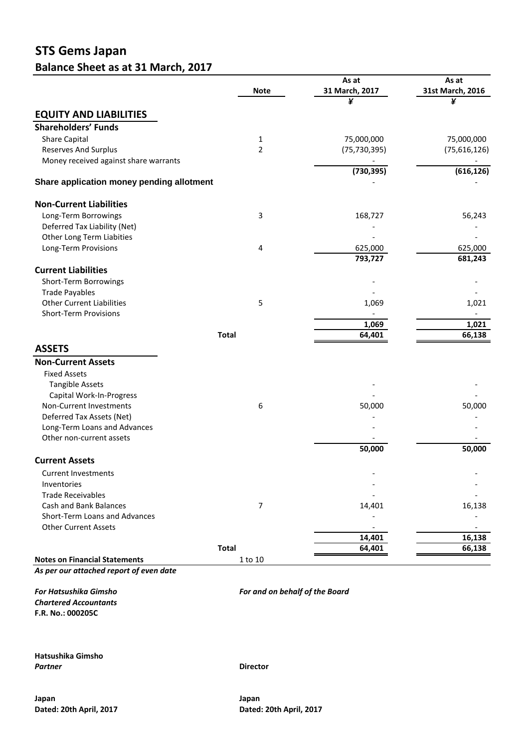# STS Gems Japan

## Balance Sheet as at 31 March, 2017

| | Note | As at 31 March, 2017 | As at 31st March, 2016 |
|---|---|---|---|
| | | ¥ | ¥ |
| **EQUITY AND LIABILITIES** | | | |
| **Shareholders' Funds** | | | |
| Share Capital | 1 | 75,000,000 | 75,000,000 |
| Reserves And Surplus | 2 | (75,730,395) | (75,616,126) |
| Money received against share warrants | | - | - |
| | | **(730,395)** | **(616,126)** |
| **Share application money pending allotment** | | - | - |
| **Non-Current Liabilities** | | | |
| Long-Term Borrowings | 3 | 168,727 | 56,243 |
| Deferred Tax Liability (Net) | | - | - |
| Other Long Term Liabities | | - | - |
| Long-Term Provisions | 4 | 625,000 | 625,000 |
| | | **793,727** | **681,243** |
| **Current Liabilities** | | | |
| Short-Term Borrowings | | - | - |
| Trade Payables | | - | - |
| Other Current Liabilities | 5 | 1,069 | 1,021 |
| Short-Term Provisions | | - | - |
| | | **1,069** | **1,021** |
| **Total** | | **64,401** | **66,138** |
| **ASSETS** | | | |
| **Non-Current Assets** | | | |
| Fixed Assets | | | |
| Tangible Assets | | - | - |
| Capital Work-In-Progress | | - | - |
| Non-Current Investments | 6 | 50,000 | 50,000 |
| Deferred Tax Assets (Net) | | - | - |
| Long-Term Loans and Advances | | - | - |
| Other non-current assets | | - | - |
| | | **50,000** | **50,000** |
| **Current Assets** | | | |
| Current Investments | | - | - |
| Inventories | | - | - |
| Trade Receivables | | - | - |
| Cash and Bank Balances | 7 | 14,401 | 16,138 |
| Short-Term Loans and Advances | | - | - |
| Other Current Assets | | - | - |
| | | **14,401** | **16,138** |
| **Total** | | **64,401** | **66,138** |
| **Notes on Financial Statements** | 1 to 10 | | |

***As per our attached report of even date***

***For Hatsushika Gimsho***
***Chartered Accountants***
**F.R. No.: 000205C**

***For and on behalf of the Board***

**Hatsushika Gimsho**
***Partner***

**Director**

**Japan**
**Dated: 20th April, 2017**

**Japan**
**Dated: 20th April, 2017**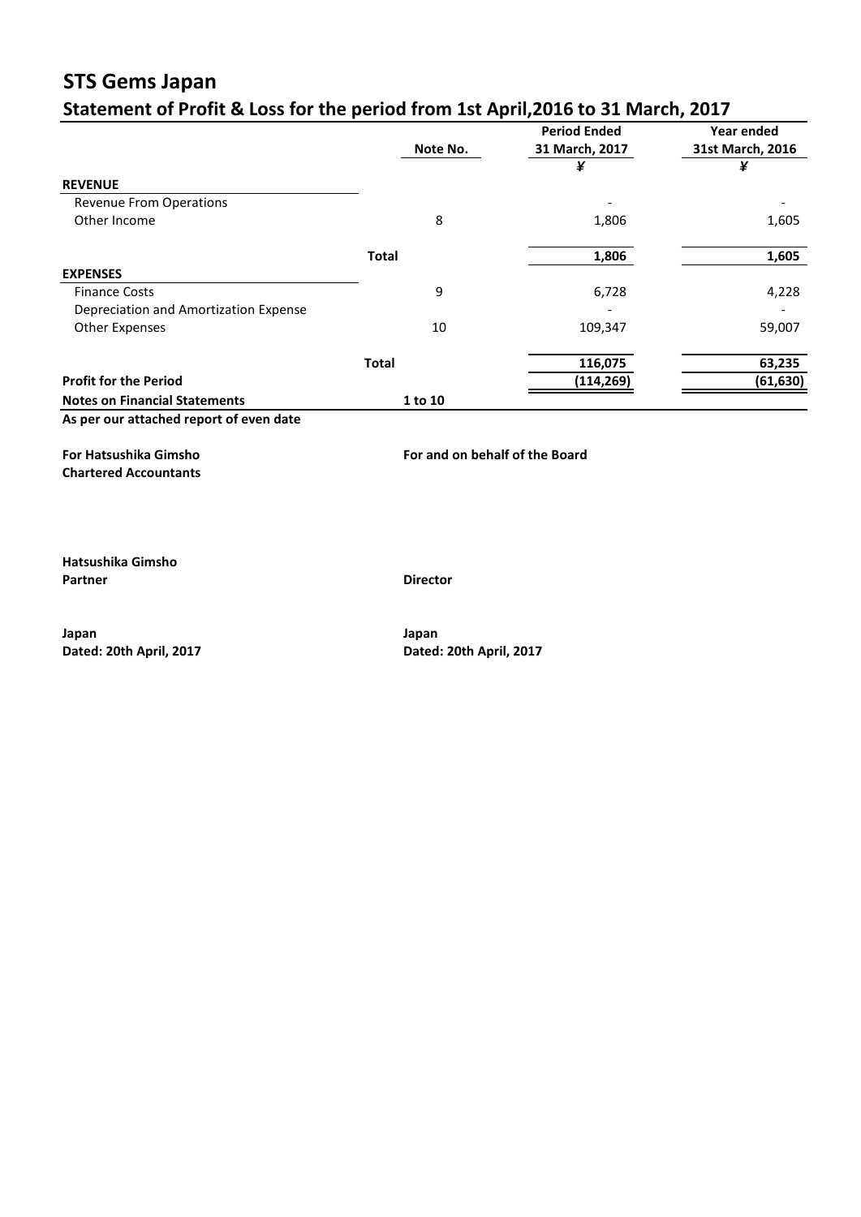# STS Gems Japan

## Statement of Profit & Loss for the period from 1st April,2016 to 31 March, 2017

| | Note No. | Period Ended 31 March, 2017 | Year ended 31st March, 2016 |
|---|---|---|---|
| | | ¥ | ¥ |
| **REVENUE** | | | |
| Revenue From Operations | | - | - |
| Other Income | 8 | 1,806 | 1,605 |
| | **Total** | **1,806** | **1,605** |
| **EXPENSES** | | | |
| Finance Costs | 9 | 6,728 | 4,228 |
| Depreciation and Amortization Expense | | - | - |
| Other Expenses | 10 | 109,347 | 59,007 |
| | **Total** | **116,075** | **63,235** |
| **Profit for the Period** | | **(114,269)** | **(61,630)** |
| **Notes on Financial Statements** | **1 to 10** | | |

**As per our attached report of even date**

**For Hatsushika Gimsho**
**Chartered Accountants**

**For and on behalf of the Board**

**Hatsushika Gimsho**
**Partner**

**Director**

**Japan**
**Dated: 20th April, 2017**

**Japan**
**Dated: 20th April, 2017**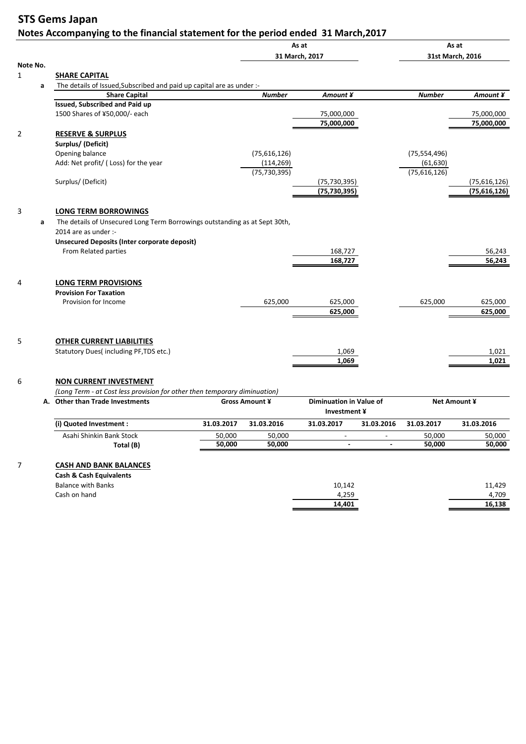# STS Gems Japan

## Notes Accompanying to the financial statement for the period ended 31 March,2017

| Note No. | | | As at 31 March, 2017 | | As at 31st March, 2016 | |
|---|---|---|---|---|---|---|
| 1 | | **SHARE CAPITAL** | | | | |
| | a | The details of Issued,Subscribed and paid up capital are as under :- | | | | |
| | | **Share Capital** | ***Number*** | ***Amount ¥*** | ***Number*** | ***Amount ¥*** |
| | | **Issued, Subscribed and Paid up** | | | | |
| | | 1500 Shares of ¥50,000/- each | | 75,000,000 | | 75,000,000 |
| | | | | **75,000,000** | | **75,000,000** |
| 2 | | **RESERVE & SURPLUS** | | | | |
| | | **Surplus/ (Deficit)** | | | | |
| | | Opening balance | (75,616,126) | | (75,554,496) | |
| | | Add: Net profit/ ( Loss) for the year | (114,269) | | (61,630) | |
| | | | (75,730,395) | | (75,616,126) | |
| | | Surplus/ (Deficit) | | (75,730,395) | | (75,616,126) |
| | | | | **(75,730,395)** | | **(75,616,126)** |
| 3 | | **LONG TERM BORROWINGS** | | | | |
| | a | The details of Unsecured Long Term Borrowings outstanding as at Sept 30th, 2014 are as under :- | | | | |
| | | **Unsecured Deposits (Inter corporate deposit)** | | | | |
| | | From Related parties | | 168,727 | | 56,243 |
| | | | | **168,727** | | **56,243** |
| 4 | | **LONG TERM PROVISIONS** | | | | |
| | | **Provision For Taxation** | | | | |
| | | Provision for Income | 625,000 | 625,000 | 625,000 | 625,000 |
| | | | | **625,000** | | **625,000** |
| 5 | | **OTHER CURRENT LIABILITIES** | | | | |
| | | Statutory Dues( including PF,TDS etc.) | | 1,069 | | 1,021 |
| | | | | **1,069** | | **1,021** |

6 **NON CURRENT INVESTMENT**

*(Long Term - at Cost less provision for other then temporary diminuation)*

| A. Other than Trade Investments | Gross Amount ¥ | | Diminuation in Value of Investment ¥ | | Net Amount ¥ | |
|---|---|---|---|---|---|---|
| **(i) Quoted Investment :** | **31.03.2017** | **31.03.2016** | **31.03.2017** | **31.03.2016** | **31.03.2017** | **31.03.2016** |
| Asahi Shinkin Bank Stock | 50,000 | 50,000 | - | - | 50,000 | 50,000 |
| **Total (B)** | **50,000** | **50,000** | **-** | **-** | **50,000** | **50,000** |

7 **CASH AND BANK BALANCES**

| | As at 31 March, 2017 | As at 31st March, 2016 |
|---|---|---|
| **Cash & Cash Equivalents** | | |
| Balance with Banks | 10,142 | 11,429 |
| Cash on hand | 4,259 | 4,709 |
| | **14,401** | **16,138** |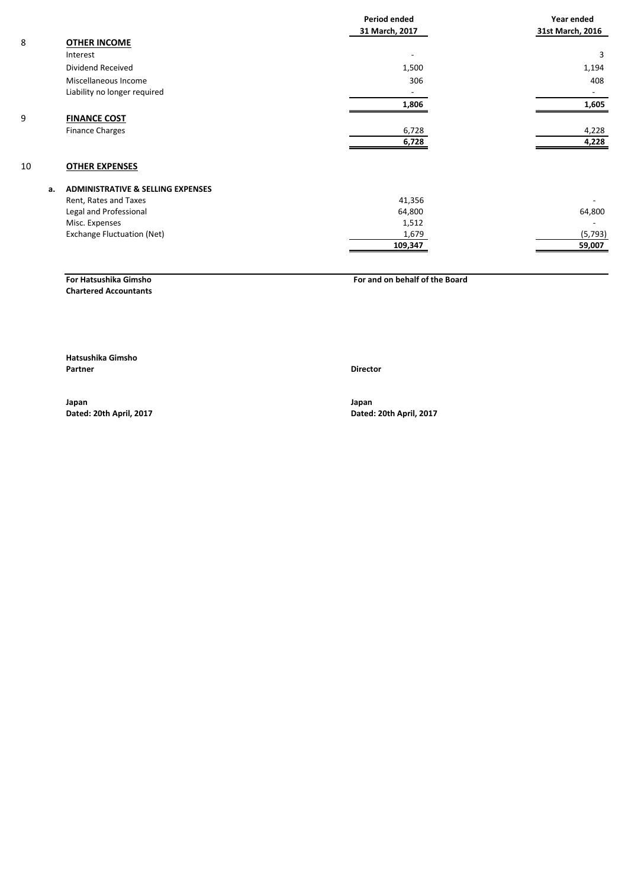| | | Period ended 31 March, 2017 | Year ended 31st March, 2016 |
|---|---|---|---|
| 8 | **OTHER INCOME** | | |
| | Interest | - | 3 |
| | Dividend Received | 1,500 | 1,194 |
| | Miscellaneous Income | 306 | 408 |
| | Liability no longer required | - | - |
| | | **1,806** | **1,605** |
| 9 | **FINANCE COST** | | |
| | Finance Charges | 6,728 | 4,228 |
| | | **6,728** | **4,228** |
| 10 | **OTHER EXPENSES** | | |
| a. | **ADMINISTRATIVE & SELLING EXPENSES** | | |
| | Rent, Rates and Taxes | 41,356 | - |
| | Legal and Professional | 64,800 | 64,800 |
| | Misc. Expenses | 1,512 | - |
| | Exchange Fluctuation (Net) | 1,679 | (5,793) |
| | | **109,347** | **59,007** |

**For Hatsushika Gimsho**
**Chartered Accountants**

**For and on behalf of the Board**

**Hatsushika Gimsho**
**Partner**

**Director**

**Japan**
**Dated: 20th April, 2017**

**Japan**
**Dated: 20th April, 2017**